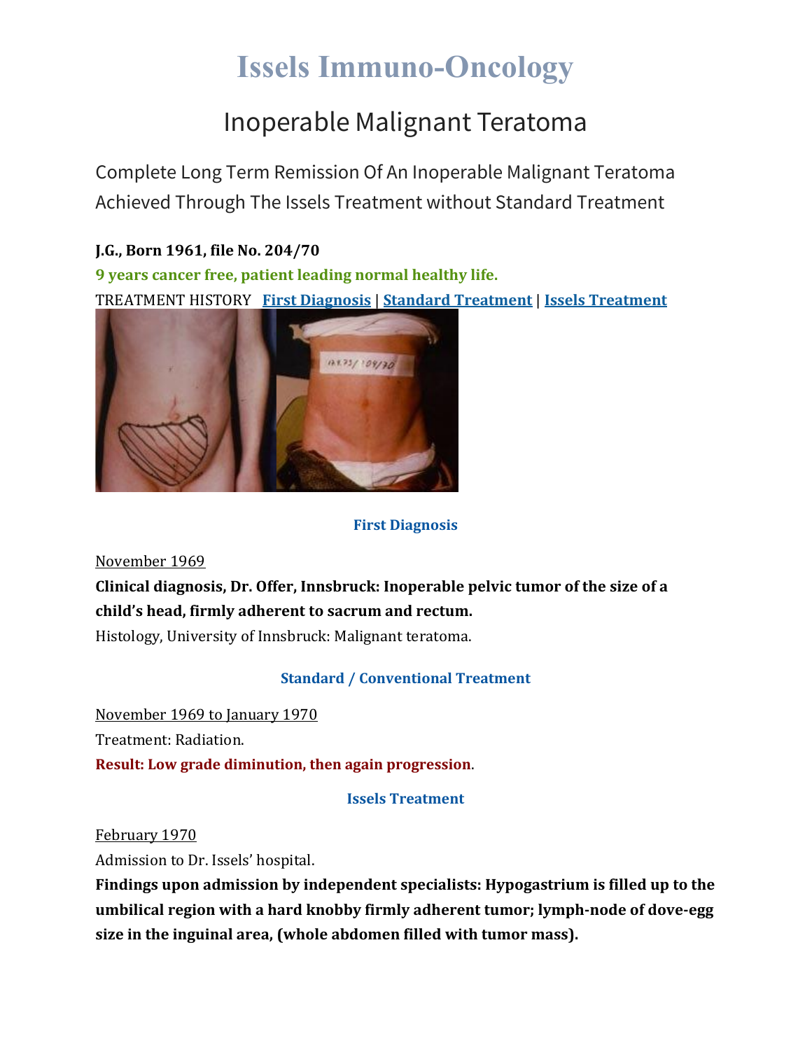# Issels Immuno-Oncology

## Inoperable Malignant Teratoma

Complete Long Term Remission Of An Inoperable Malignant Teratoma Achieved Through The Issels Treatment without Standard Treatment

**J.G., Born 1961, file No. 204/70**

**9 years cancer free, patient leading normal healthy life.**

TREATMENT HISTORY **First Diagnosis** | **Standard Treatment** | **Issels Treatment**

### First Diagnosis

November 1969

**Clinical diagnosis, Dr. Offer, Innsbruck: Inoperable pelvic tumor of the size of a child's head, firmly adherent to sacrum and rectum.**

Histology, University of Innsbruck: Malignant teratoma.

### Standard / Conventional Treatment

November 1969 to January 1970

Treatment: Radiation.

**Result: Low grade diminution, then again progression.**

### Issels Treatment

February 1970

Admission to Dr. Issels' hospital.

**Findings upon admission by independent specialists: Hypogastrium is filled up to the umbilical region with a hard knobby firmly adherent tumor; lymph-node of dove-egg size in the inguinal area, (whole abdomen filled with tumor mass).**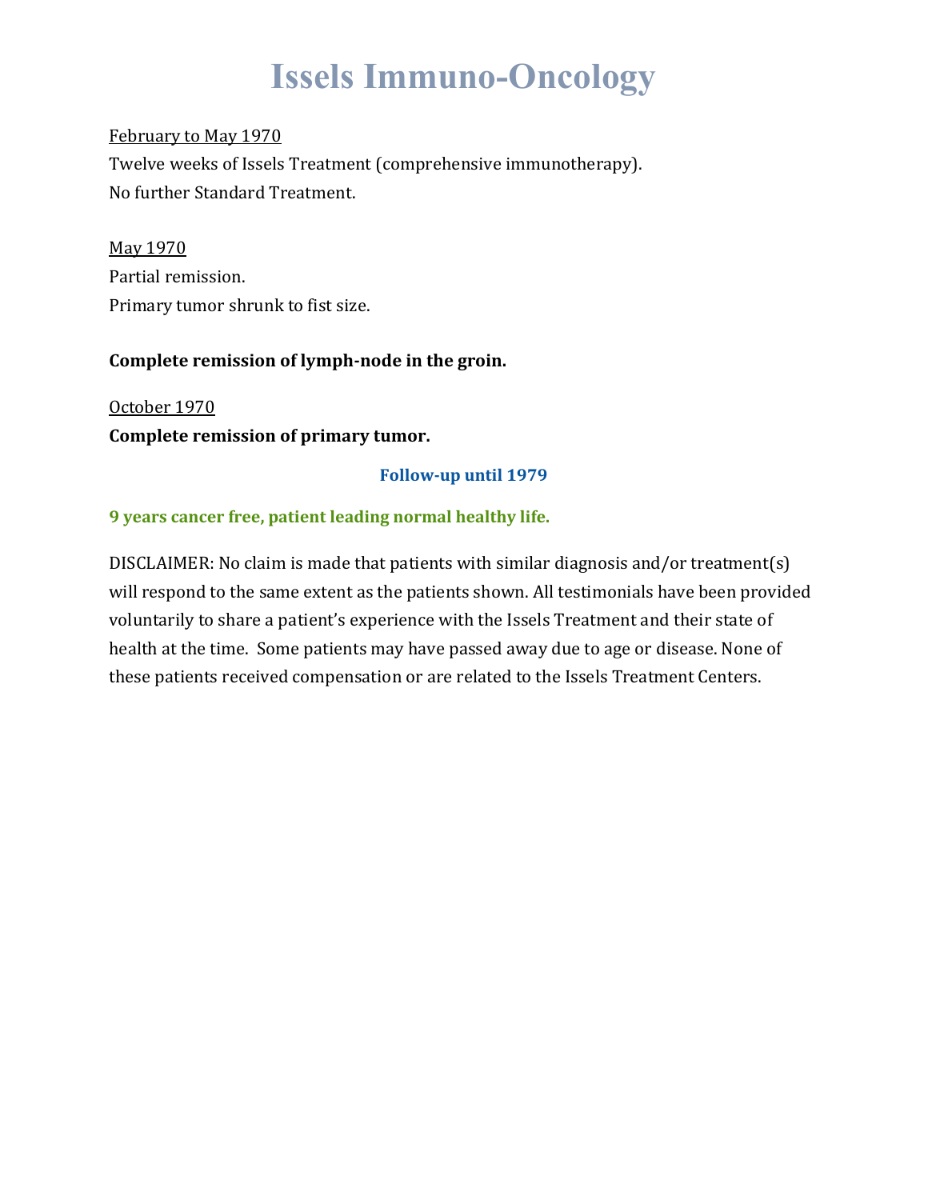# Issels Immuno-Oncology

February to May 1970

Twelve weeks of Issels Treatment (comprehensive immunotherapy).
No further Standard Treatment.

May 1970

Partial remission.
Primary tumor shrunk to fist size.

**Complete remission of lymph-node in the groin.**

October 1970

**Complete remission of primary tumor.**

**Follow-up until 1979**

**9 years cancer free, patient leading normal healthy life.**

DISCLAIMER: No claim is made that patients with similar diagnosis and/or treatment(s) will respond to the same extent as the patients shown. All testimonials have been provided voluntarily to share a patient's experience with the Issels Treatment and their state of health at the time. Some patients may have passed away due to age or disease. None of these patients received compensation or are related to the Issels Treatment Centers.